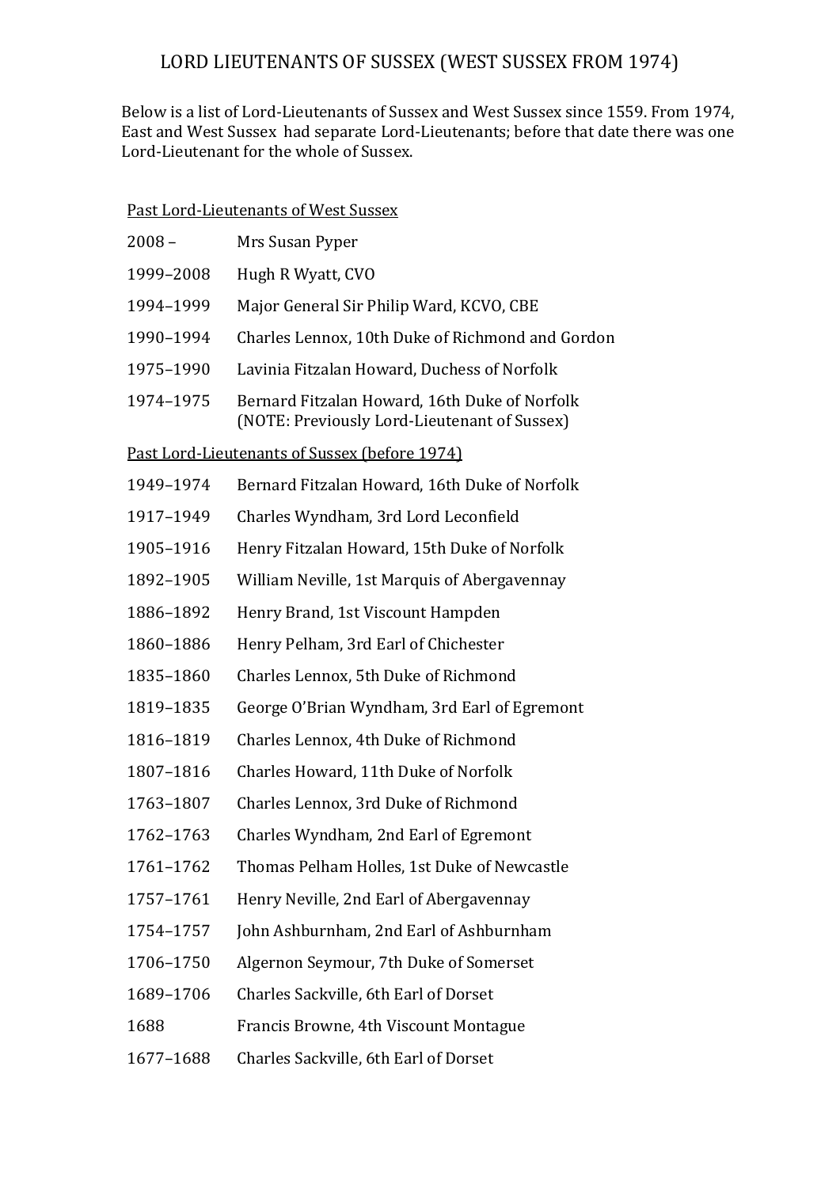# LORD LIEUTENANTS OF SUSSEX (WEST SUSSEX FROM 1974)

Below is a list of Lord-Lieutenants of Sussex and West Sussex since 1559. From 1974, East and West Sussex had separate Lord-Lieutenants; before that date there was one Lord-Lieutenant for the whole of Sussex.

## Past Lord-Lieutenants of West Sussex

| | |
|---|---|
| 2008 – | Mrs Susan Pyper |
| 1999–2008 | Hugh R Wyatt, CVO |
| 1994–1999 | Major General Sir Philip Ward, KCVO, CBE |
| 1990–1994 | Charles Lennox, 10th Duke of Richmond and Gordon |
| 1975–1990 | Lavinia Fitzalan Howard, Duchess of Norfolk |
| 1974–1975 | Bernard Fitzalan Howard, 16th Duke of Norfolk (NOTE: Previously Lord-Lieutenant of Sussex) |

## Past Lord-Lieutenants of Sussex (before 1974)

| | |
|---|---|
| 1949–1974 | Bernard Fitzalan Howard, 16th Duke of Norfolk |
| 1917–1949 | Charles Wyndham, 3rd Lord Leconfield |
| 1905–1916 | Henry Fitzalan Howard, 15th Duke of Norfolk |
| 1892–1905 | William Neville, 1st Marquis of Abergavennay |
| 1886–1892 | Henry Brand, 1st Viscount Hampden |
| 1860–1886 | Henry Pelham, 3rd Earl of Chichester |
| 1835–1860 | Charles Lennox, 5th Duke of Richmond |
| 1819–1835 | George O'Brian Wyndham, 3rd Earl of Egremont |
| 1816–1819 | Charles Lennox, 4th Duke of Richmond |
| 1807–1816 | Charles Howard, 11th Duke of Norfolk |
| 1763–1807 | Charles Lennox, 3rd Duke of Richmond |
| 1762–1763 | Charles Wyndham, 2nd Earl of Egremont |
| 1761–1762 | Thomas Pelham Holles, 1st Duke of Newcastle |
| 1757–1761 | Henry Neville, 2nd Earl of Abergavennay |
| 1754–1757 | John Ashburnham, 2nd Earl of Ashburnham |
| 1706–1750 | Algernon Seymour, 7th Duke of Somerset |
| 1689–1706 | Charles Sackville, 6th Earl of Dorset |
| 1688 | Francis Browne, 4th Viscount Montague |
| 1677–1688 | Charles Sackville, 6th Earl of Dorset |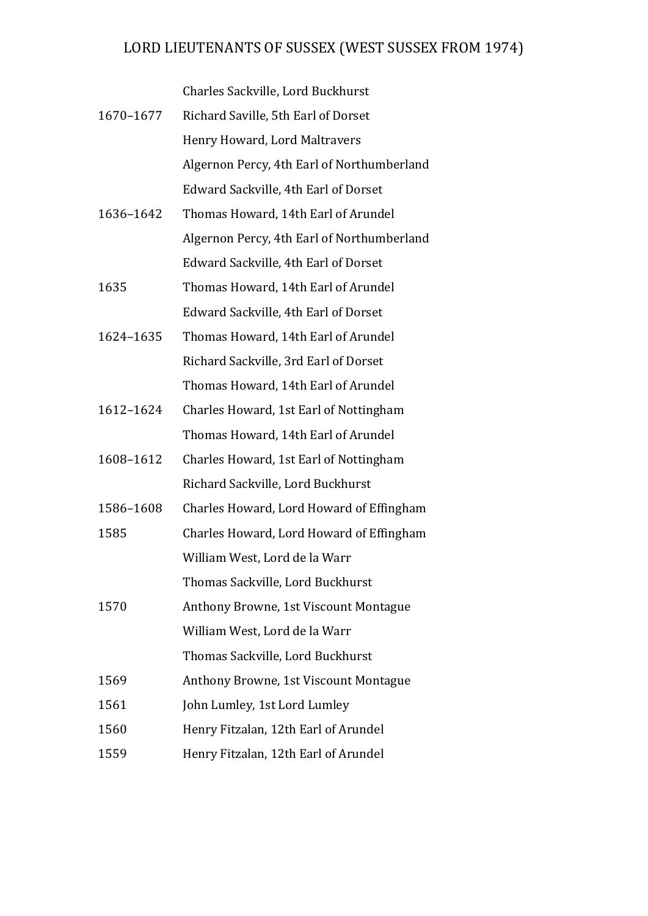| | |
|---|---|
| | Charles Sackville, Lord Buckhurst |
| 1670–1677 | Richard Saville, 5th Earl of Dorset |
| | Henry Howard, Lord Maltravers |
| | Algernon Percy, 4th Earl of Northumberland |
| | Edward Sackville, 4th Earl of Dorset |
| 1636–1642 | Thomas Howard, 14th Earl of Arundel |
| | Algernon Percy, 4th Earl of Northumberland |
| | Edward Sackville, 4th Earl of Dorset |
| 1635 | Thomas Howard, 14th Earl of Arundel |
| | Edward Sackville, 4th Earl of Dorset |
| 1624–1635 | Thomas Howard, 14th Earl of Arundel |
| | Richard Sackville, 3rd Earl of Dorset |
| | Thomas Howard, 14th Earl of Arundel |
| 1612–1624 | Charles Howard, 1st Earl of Nottingham |
| | Thomas Howard, 14th Earl of Arundel |
| 1608–1612 | Charles Howard, 1st Earl of Nottingham |
| | Richard Sackville, Lord Buckhurst |
| 1586–1608 | Charles Howard, Lord Howard of Effingham |
| 1585 | Charles Howard, Lord Howard of Effingham |
| | William West, Lord de la Warr |
| | Thomas Sackville, Lord Buckhurst |
| 1570 | Anthony Browne, 1st Viscount Montague |
| | William West, Lord de la Warr |
| | Thomas Sackville, Lord Buckhurst |
| 1569 | Anthony Browne, 1st Viscount Montague |
| 1561 | John Lumley, 1st Lord Lumley |
| 1560 | Henry Fitzalan, 12th Earl of Arundel |
| 1559 | Henry Fitzalan, 12th Earl of Arundel |